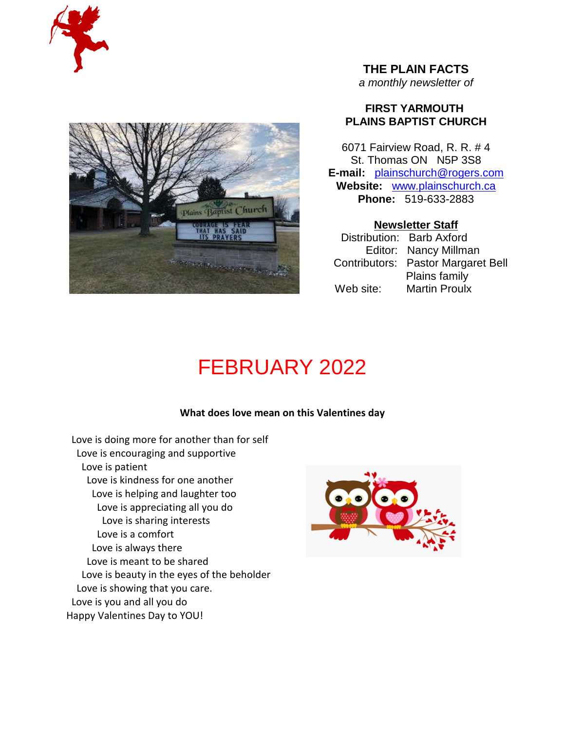**THE PLAIN FACTS**
*a monthly newsletter of*

**FIRST YARMOUTH
PLAINS BAPTIST CHURCH**

6071 Fairview Road, R. R. # 4
St. Thomas ON N5P 3S8
**E-mail:** plainschurch@rogers.com
**Website:** www.plainschurch.ca
**Phone:** 519-633-2883

**Newsletter Staff**

Distribution: Barb Axford
Editor: Nancy Millman
Contributors: Pastor Margaret Bell
Plains family
Web site: Martin Proulx

# FEBRUARY 2022

**What does love mean on this Valentines day**

Love is doing more for another than for self
Love is encouraging and supportive
Love is patient
Love is kindness for one another
Love is helping and laughter too
Love is appreciating all you do
Love is sharing interests
Love is a comfort
Love is always there
Love is meant to be shared
Love is beauty in the eyes of the beholder
Love is showing that you care.
Love is you and all you do
Happy Valentines Day to YOU!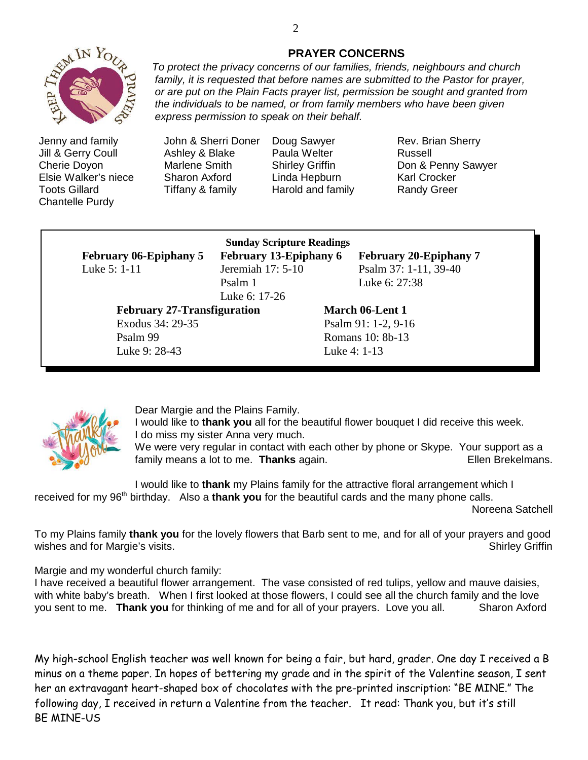## PRAYER CONCERNS

*To protect the privacy concerns of our families, friends, neighbours and church family, it is requested that before names are submitted to the Pastor for prayer, or are put on the Plain Facts prayer list, permission be sought and granted from the individuals to be named, or from family members who have been given express permission to speak on their behalf.*

| | | | |
|---|---|---|---|
| Jenny and family | John & Sherri Doner | Doug Sawyer | Rev. Brian Sherry |
| Jill & Gerry Coull | Ashley & Blake | Paula Welter | Russell |
| Cherie Doyon | Marlene Smith | Shirley Griffin | Don & Penny Sawyer |
| Elsie Walker's niece | Sharon Axford | Linda Hepburn | Karl Crocker |
| Toots Gillard | Tiffany & family | Harold and family | Randy Greer |
| Chantelle Purdy | | | |

**Sunday Scripture Readings**

**February 06-Epiphany 5**
Luke 5: 1-11

**February 13-Epiphany 6**
Jeremiah 17: 5-10
Psalm 1
Luke 6: 17-26

**February 20-Epiphany 7**
Psalm 37: 1-11, 39-40
Luke 6: 27:38

**February 27-Transfiguration**
Exodus 34: 29-35
Psalm 99
Luke 9: 28-43

**March 06-Lent 1**
Psalm 91: 1-2, 9-16
Romans 10: 8b-13
Luke 4: 1-13

Dear Margie and the Plains Family.
I would like to **thank you** all for the beautiful flower bouquet I did receive this week.
I do miss my sister Anna very much.
We were very regular in contact with each other by phone or Skype. Your support as a family means a lot to me. **Thanks** again.
Ellen Brekelmans.

I would like to **thank** my Plains family for the attractive floral arrangement which I received for my 96th birthday. Also a **thank you** for the beautiful cards and the many phone calls.
Noreena Satchell

To my Plains family **thank you** for the lovely flowers that Barb sent to me, and for all of your prayers and good wishes and for Margie's visits.
Shirley Griffin

Margie and my wonderful church family:
I have received a beautiful flower arrangement. The vase consisted of red tulips, yellow and mauve daisies, with white baby's breath. When I first looked at those flowers, I could see all the church family and the love you sent to me. **Thank you** for thinking of me and for all of your prayers. Love you all.
Sharon Axford

My high-school English teacher was well known for being a fair, but hard, grader. One day I received a B minus on a theme paper. In hopes of bettering my grade and in the spirit of the Valentine season, I sent her an extravagant heart-shaped box of chocolates with the pre-printed inscription: "BE MINE." The following day, I received in return a Valentine from the teacher. It read: Thank you, but it's still BE MINE-US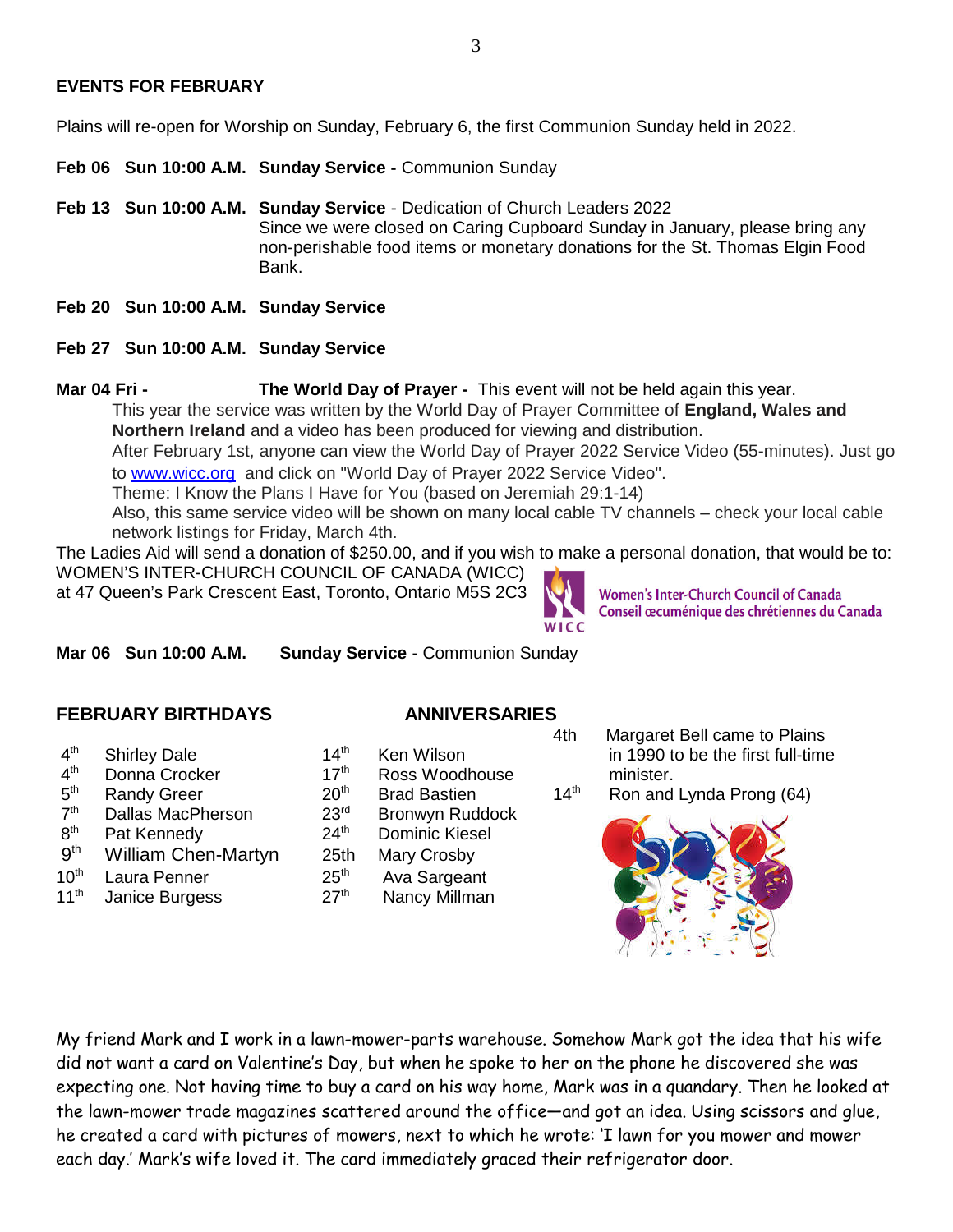## EVENTS FOR FEBRUARY

Plains will re-open for Worship on Sunday, February 6, the first Communion Sunday held in 2022.

**Feb 06 Sun 10:00 A.M. Sunday Service -** Communion Sunday

**Feb 13 Sun 10:00 A.M. Sunday Service** - Dedication of Church Leaders 2022
Since we were closed on Caring Cupboard Sunday in January, please bring any non-perishable food items or monetary donations for the St. Thomas Elgin Food Bank.

**Feb 20 Sun 10:00 A.M. Sunday Service**

**Feb 27 Sun 10:00 A.M. Sunday Service**

**Mar 04 Fri - The World Day of Prayer -** This event will not be held again this year.
This year the service was written by the World Day of Prayer Committee of **England, Wales and Northern Ireland** and a video has been produced for viewing and distribution.
After February 1st, anyone can view the World Day of Prayer 2022 Service Video (55-minutes). Just go to www.wicc.org and click on "World Day of Prayer 2022 Service Video".
Theme: I Know the Plans I Have for You (based on Jeremiah 29:1-14)
Also, this same service video will be shown on many local cable TV channels – check your local cable network listings for Friday, March 4th.

The Ladies Aid will send a donation of $250.00, and if you wish to make a personal donation, that would be to:
WOMEN'S INTER-CHURCH COUNCIL OF CANADA (WICC)
at 47 Queen's Park Crescent East, Toronto, Ontario M5S 2C3

Women's Inter-Church Council of Canada
Conseil œcuménique des chrétiennes du Canada

**Mar 06 Sun 10:00 A.M. Sunday Service** - Communion Sunday

## FEBRUARY BIRTHDAYS

- 4th Shirley Dale
- 4th Donna Crocker
- 5th Randy Greer
- 7th Dallas MacPherson
- 8th Pat Kennedy
- 9th William Chen-Martyn
- 10th Laura Penner
- 11th Janice Burgess
- 14th Ken Wilson
- 17th Ross Woodhouse
- 20th Brad Bastien
- 23rd Bronwyn Ruddock
- 24th Dominic Kiesel
- 25th Mary Crosby
- 25th Ava Sargeant
- 27th Nancy Millman

## ANNIVERSARIES

- 4th Margaret Bell came to Plains in 1990 to be the first full-time minister.
- 14th Ron and Lynda Prong (64)

My friend Mark and I work in a lawn-mower-parts warehouse. Somehow Mark got the idea that his wife did not want a card on Valentine's Day, but when he spoke to her on the phone he discovered she was expecting one. Not having time to buy a card on his way home, Mark was in a quandary. Then he looked at the lawn-mower trade magazines scattered around the office—and got an idea. Using scissors and glue, he created a card with pictures of mowers, next to which he wrote: 'I lawn for you mower and mower each day.' Mark's wife loved it. The card immediately graced their refrigerator door.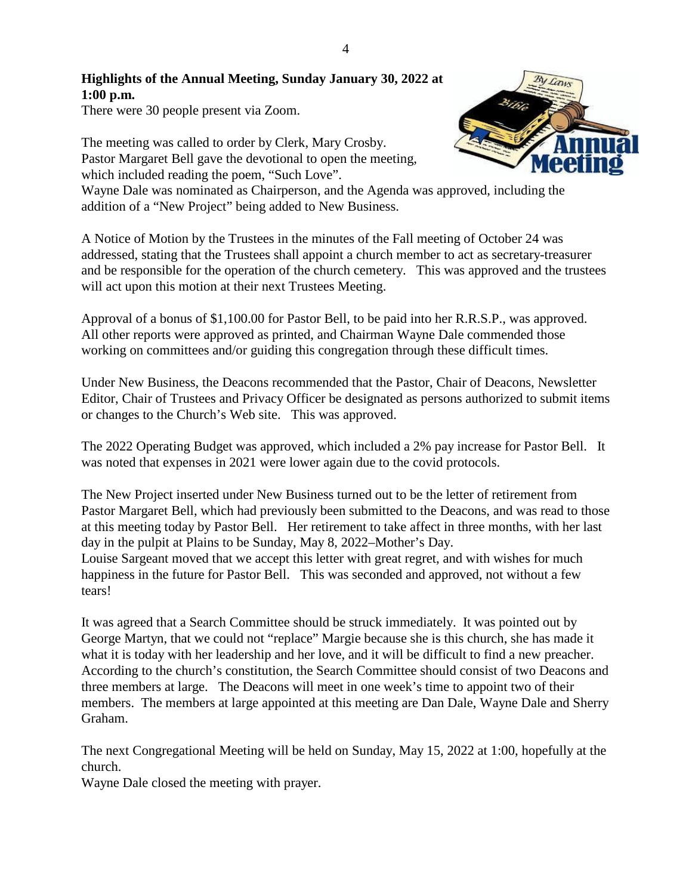**Highlights of the Annual Meeting, Sunday January 30, 2022 at 1:00 p.m.**

There were 30 people present via Zoom.

The meeting was called to order by Clerk, Mary Crosby. Pastor Margaret Bell gave the devotional to open the meeting, which included reading the poem, "Such Love". Wayne Dale was nominated as Chairperson, and the Agenda was approved, including the addition of a "New Project" being added to New Business.

A Notice of Motion by the Trustees in the minutes of the Fall meeting of October 24 was addressed, stating that the Trustees shall appoint a church member to act as secretary-treasurer and be responsible for the operation of the church cemetery. This was approved and the trustees will act upon this motion at their next Trustees Meeting.

Approval of a bonus of $1,100.00 for Pastor Bell, to be paid into her R.R.S.P., was approved. All other reports were approved as printed, and Chairman Wayne Dale commended those working on committees and/or guiding this congregation through these difficult times.

Under New Business, the Deacons recommended that the Pastor, Chair of Deacons, Newsletter Editor, Chair of Trustees and Privacy Officer be designated as persons authorized to submit items or changes to the Church's Web site. This was approved.

The 2022 Operating Budget was approved, which included a 2% pay increase for Pastor Bell. It was noted that expenses in 2021 were lower again due to the covid protocols.

The New Project inserted under New Business turned out to be the letter of retirement from Pastor Margaret Bell, which had previously been submitted to the Deacons, and was read to those at this meeting today by Pastor Bell. Her retirement to take affect in three months, with her last day in the pulpit at Plains to be Sunday, May 8, 2022–Mother's Day.

Louise Sargeant moved that we accept this letter with great regret, and with wishes for much happiness in the future for Pastor Bell. This was seconded and approved, not without a few tears!

It was agreed that a Search Committee should be struck immediately. It was pointed out by George Martyn, that we could not "replace" Margie because she is this church, she has made it what it is today with her leadership and her love, and it will be difficult to find a new preacher. According to the church's constitution, the Search Committee should consist of two Deacons and three members at large. The Deacons will meet in one week's time to appoint two of their members. The members at large appointed at this meeting are Dan Dale, Wayne Dale and Sherry Graham.

The next Congregational Meeting will be held on Sunday, May 15, 2022 at 1:00, hopefully at the church.

Wayne Dale closed the meeting with prayer.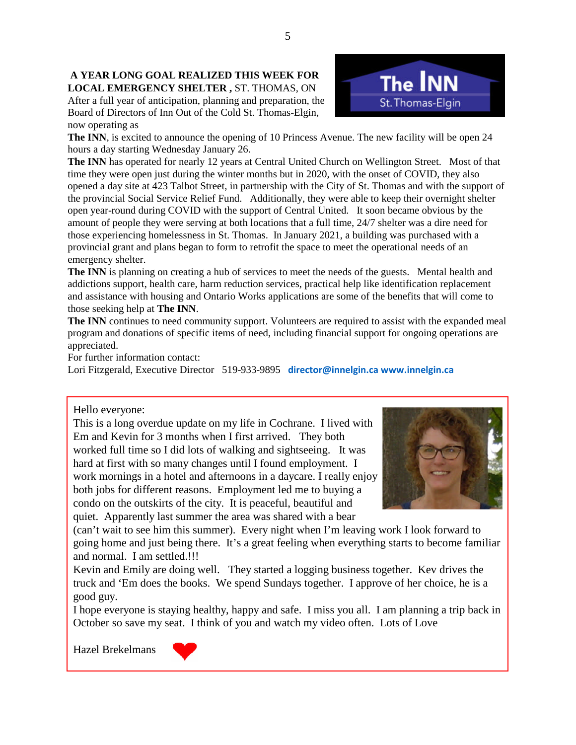**A YEAR LONG GOAL REALIZED THIS WEEK FOR LOCAL EMERGENCY SHELTER ,** ST. THOMAS, ON

After a full year of anticipation, planning and preparation, the Board of Directors of Inn Out of the Cold St. Thomas-Elgin, now operating as **The INN**, is excited to announce the opening of 10 Princess Avenue. The new facility will be open 24 hours a day starting Wednesday January 26.

**The INN** has operated for nearly 12 years at Central United Church on Wellington Street. Most of that time they were open just during the winter months but in 2020, with the onset of COVID, they also opened a day site at 423 Talbot Street, in partnership with the City of St. Thomas and with the support of the provincial Social Service Relief Fund. Additionally, they were able to keep their overnight shelter open year-round during COVID with the support of Central United. It soon became obvious by the amount of people they were serving at both locations that a full time, 24/7 shelter was a dire need for those experiencing homelessness in St. Thomas. In January 2021, a building was purchased with a provincial grant and plans began to form to retrofit the space to meet the operational needs of an emergency shelter.

**The INN** is planning on creating a hub of services to meet the needs of the guests. Mental health and addictions support, health care, harm reduction services, practical help like identification replacement and assistance with housing and Ontario Works applications are some of the benefits that will come to those seeking help at **The INN**.

**The INN** continues to need community support. Volunteers are required to assist with the expanded meal program and donations of specific items of need, including financial support for ongoing operations are appreciated.

For further information contact:

Lori Fitzgerald, Executive Director 519-933-9895 **director@innelgin.ca www.innelgin.ca**

---

Hello everyone:

This is a long overdue update on my life in Cochrane. I lived with Em and Kevin for 3 months when I first arrived. They both worked full time so I did lots of walking and sightseeing. It was hard at first with so many changes until I found employment. I work mornings in a hotel and afternoons in a daycare. I really enjoy both jobs for different reasons. Employment led me to buying a condo on the outskirts of the city. It is peaceful, beautiful and quiet. Apparently last summer the area was shared with a bear (can't wait to see him this summer). Every night when I'm leaving work I look forward to going home and just being there. It's a great feeling when everything starts to become familiar and normal. I am settled.!!!

Kevin and Emily are doing well. They started a logging business together. Kev drives the truck and 'Em does the books. We spend Sundays together. I approve of her choice, he is a good guy.

I hope everyone is staying healthy, happy and safe. I miss you all. I am planning a trip back in October so save my seat. I think of you and watch my video often. Lots of Love

Hazel Brekelmans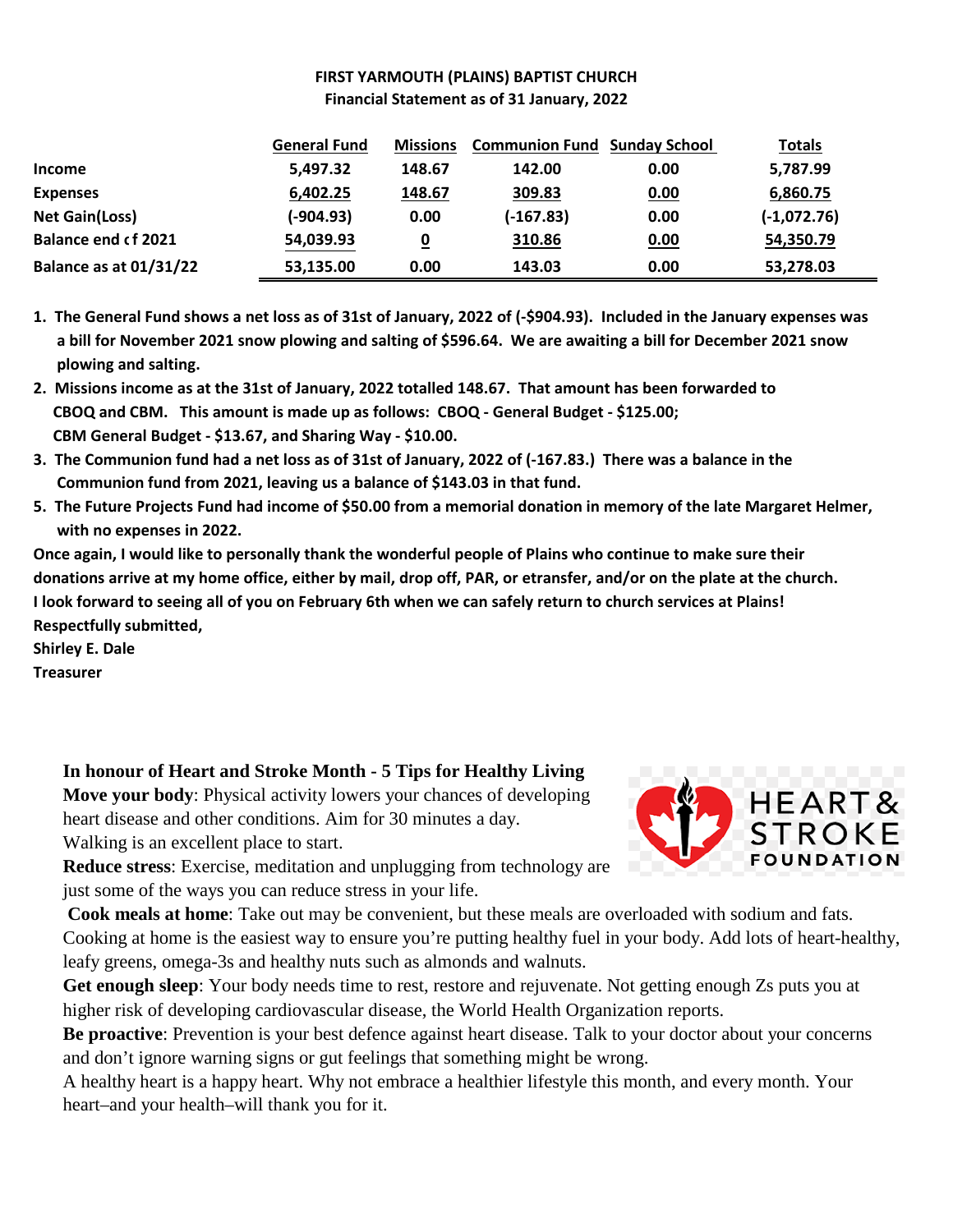**FIRST YARMOUTH (PLAINS) BAPTIST CHURCH**
**Financial Statement as of 31 January, 2022**

| | General Fund | Missions | Communion Fund | Sunday School | Totals |
|---|---|---|---|---|---|
| **Income** | 5,497.32 | 148.67 | 142.00 | 0.00 | 5,787.99 |
| **Expenses** | 6,402.25 | 148.67 | 309.83 | 0.00 | 6,860.75 |
| **Net Gain(Loss)** | (-904.93) | 0.00 | (-167.83) | 0.00 | (-1,072.76) |
| **Balance end of 2021** | 54,039.93 | 0 | 310.86 | 0.00 | 54,350.79 |
| **Balance as at 01/31/22** | 53,135.00 | 0.00 | 143.03 | 0.00 | 53,278.03 |

1. **The General Fund shows a net loss as of 31st of January, 2022 of (-$904.93). Included in the January expenses was a bill for November 2021 snow plowing and salting of $596.64. We are awaiting a bill for December 2021 snow plowing and salting.**
2. **Missions income as at the 31st of January, 2022 totalled 148.67. That amount has been forwarded to CBOQ and CBM. This amount is made up as follows: CBOQ - General Budget - $125.00; CBM General Budget - $13.67, and Sharing Way - $10.00.**
3. **The Communion fund had a net loss as of 31st of January, 2022 of (-167.83.) There was a balance in the Communion fund from 2021, leaving us a balance of $143.03 in that fund.**
5. **The Future Projects Fund had income of $50.00 from a memorial donation in memory of the late Margaret Helmer, with no expenses in 2022.**

**Once again, I would like to personally thank the wonderful people of Plains who continue to make sure their donations arrive at my home office, either by mail, drop off, PAR, or etransfer, and/or on the plate at the church. I look forward to seeing all of you on February 6th when we can safely return to church services at Plains!**

**Respectfully submitted,**
**Shirley E. Dale**
**Treasurer**

**In honour of Heart and Stroke Month - 5 Tips for Healthy Living**

**Move your body**: Physical activity lowers your chances of developing heart disease and other conditions. Aim for 30 minutes a day. Walking is an excellent place to start.

**Reduce stress**: Exercise, meditation and unplugging from technology are just some of the ways you can reduce stress in your life.

**Cook meals at home**: Take out may be convenient, but these meals are overloaded with sodium and fats. Cooking at home is the easiest way to ensure you're putting healthy fuel in your body. Add lots of heart-healthy, leafy greens, omega-3s and healthy nuts such as almonds and walnuts.

**Get enough sleep**: Your body needs time to rest, restore and rejuvenate. Not getting enough Zs puts you at higher risk of developing cardiovascular disease, the World Health Organization reports.

**Be proactive**: Prevention is your best defence against heart disease. Talk to your doctor about your concerns and don't ignore warning signs or gut feelings that something might be wrong.

A healthy heart is a happy heart. Why not embrace a healthier lifestyle this month, and every month. Your heart–and your health–will thank you for it.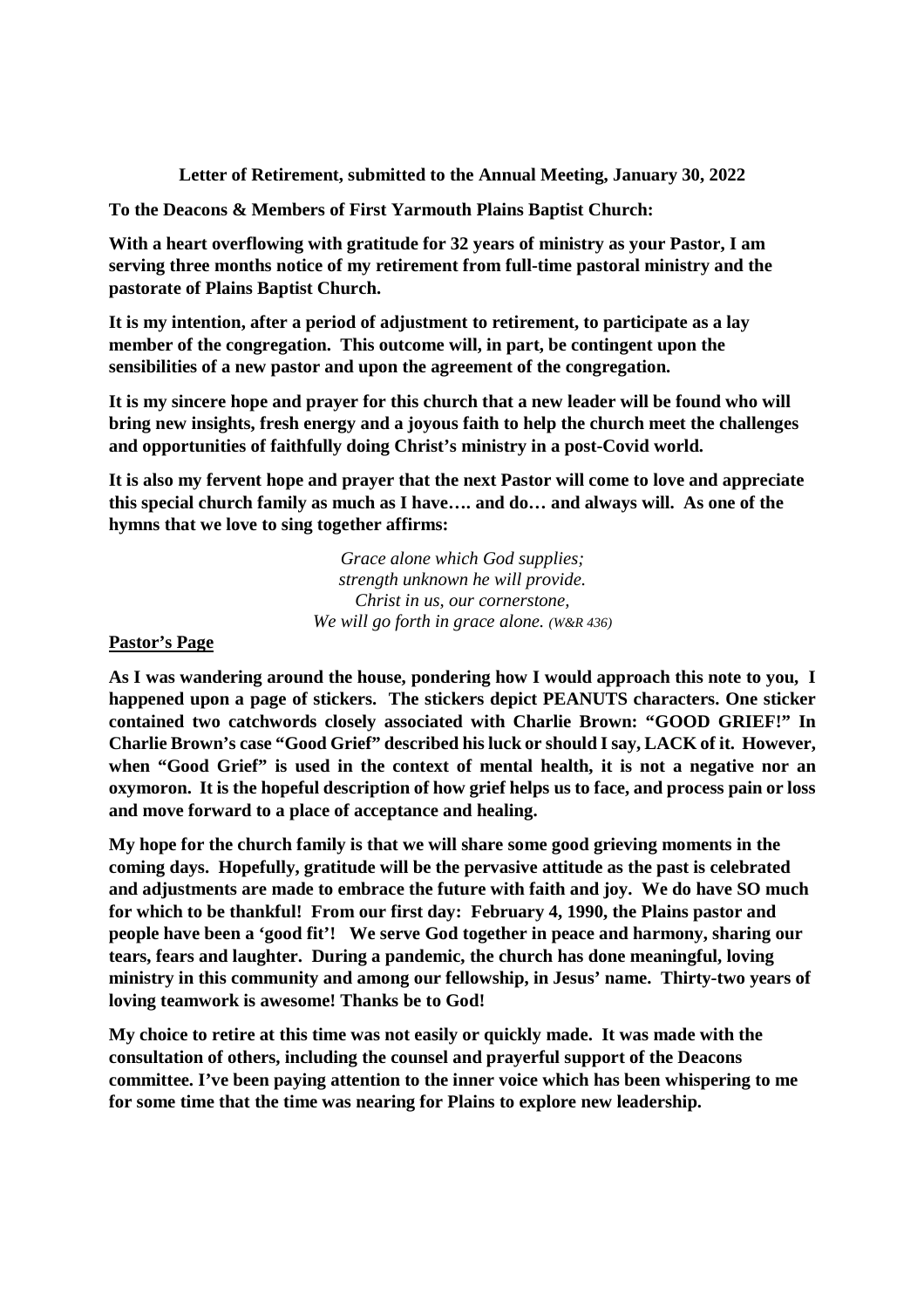**Letter of Retirement, submitted to the Annual Meeting, January 30, 2022**

**To the Deacons & Members of First Yarmouth Plains Baptist Church:**

**With a heart overflowing with gratitude for 32 years of ministry as your Pastor, I am serving three months notice of my retirement from full-time pastoral ministry and the pastorate of Plains Baptist Church.**

**It is my intention, after a period of adjustment to retirement, to participate as a lay member of the congregation. This outcome will, in part, be contingent upon the sensibilities of a new pastor and upon the agreement of the congregation.**

**It is my sincere hope and prayer for this church that a new leader will be found who will bring new insights, fresh energy and a joyous faith to help the church meet the challenges and opportunities of faithfully doing Christ's ministry in a post-Covid world.**

**It is also my fervent hope and prayer that the next Pastor will come to love and appreciate this special church family as much as I have…. and do… and always will. As one of the hymns that we love to sing together affirms:**

*Grace alone which God supplies;*
*strength unknown he will provide.*
*Christ in us, our cornerstone,*
*We will go forth in grace alone. (W&R 436)*

**Pastor's Page**

**As I was wandering around the house, pondering how I would approach this note to you, I happened upon a page of stickers. The stickers depict PEANUTS characters. One sticker contained two catchwords closely associated with Charlie Brown: "GOOD GRIEF!" In Charlie Brown's case "Good Grief" described his luck or should I say, LACK of it. However, when "Good Grief" is used in the context of mental health, it is not a negative nor an oxymoron. It is the hopeful description of how grief helps us to face, and process pain or loss and move forward to a place of acceptance and healing.**

**My hope for the church family is that we will share some good grieving moments in the coming days. Hopefully, gratitude will be the pervasive attitude as the past is celebrated and adjustments are made to embrace the future with faith and joy. We do have SO much for which to be thankful! From our first day: February 4, 1990, the Plains pastor and people have been a 'good fit'! We serve God together in peace and harmony, sharing our tears, fears and laughter. During a pandemic, the church has done meaningful, loving ministry in this community and among our fellowship, in Jesus' name. Thirty-two years of loving teamwork is awesome! Thanks be to God!**

**My choice to retire at this time was not easily or quickly made. It was made with the consultation of others, including the counsel and prayerful support of the Deacons committee. I've been paying attention to the inner voice which has been whispering to me for some time that the time was nearing for Plains to explore new leadership.**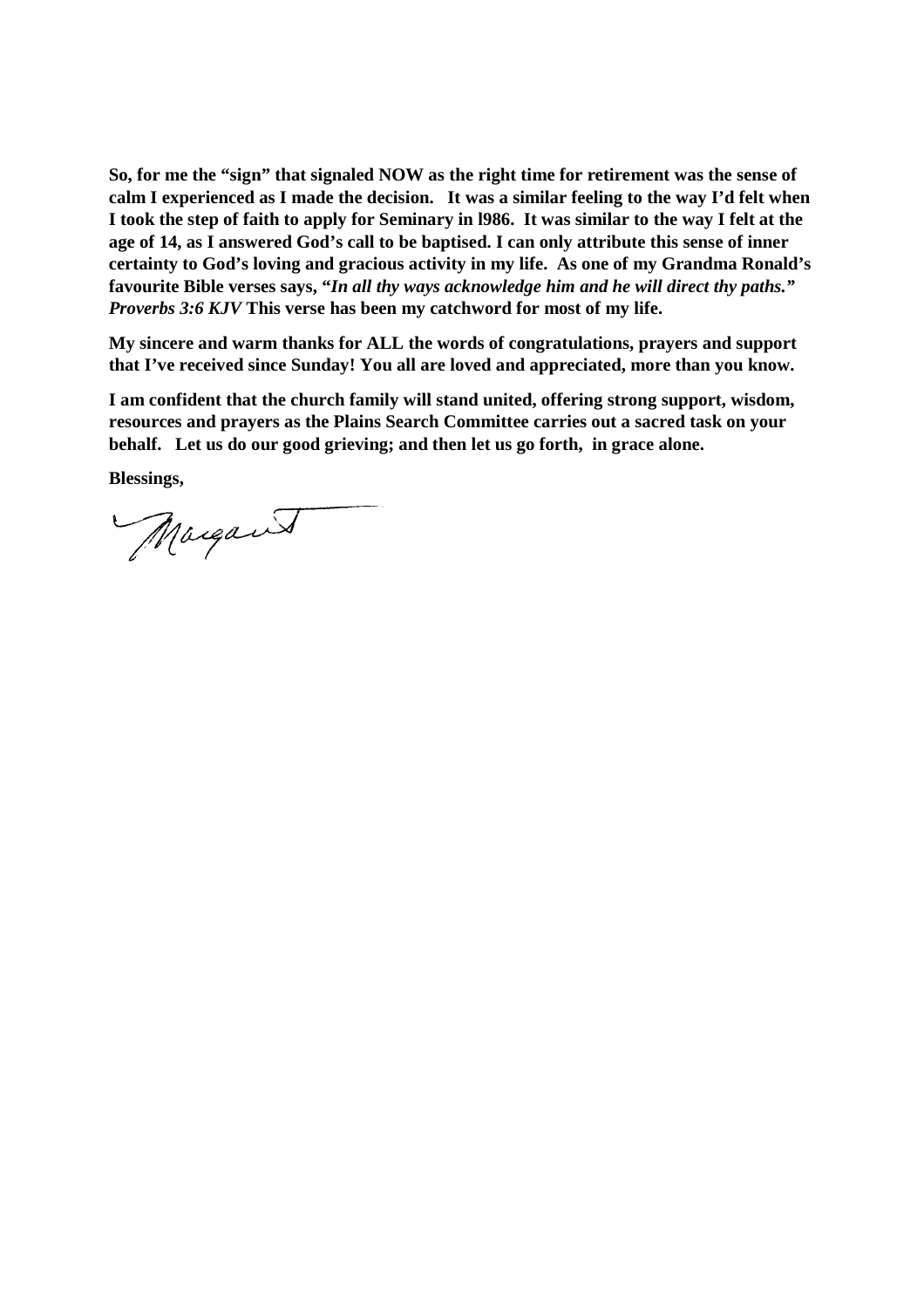**So, for me the "sign" that signaled NOW as the right time for retirement was the sense of calm I experienced as I made the decision. It was a similar feeling to the way I'd felt when I took the step of faith to apply for Seminary in l986. It was similar to the way I felt at the age of 14, as I answered God's call to be baptised. I can only attribute this sense of inner certainty to God's loving and gracious activity in my life. As one of my Grandma Ronald's favourite Bible verses says, "*In all thy ways acknowledge him and he will direct thy paths.*" *Proverbs 3:6 KJV* This verse has been my catchword for most of my life.**

**My sincere and warm thanks for ALL the words of congratulations, prayers and support that I've received since Sunday! You all are loved and appreciated, more than you know.**

**I am confident that the church family will stand united, offering strong support, wisdom, resources and prayers as the Plains Search Committee carries out a sacred task on your behalf. Let us do our good grieving; and then let us go forth, in grace alone.**

**Blessings,**

Margaret